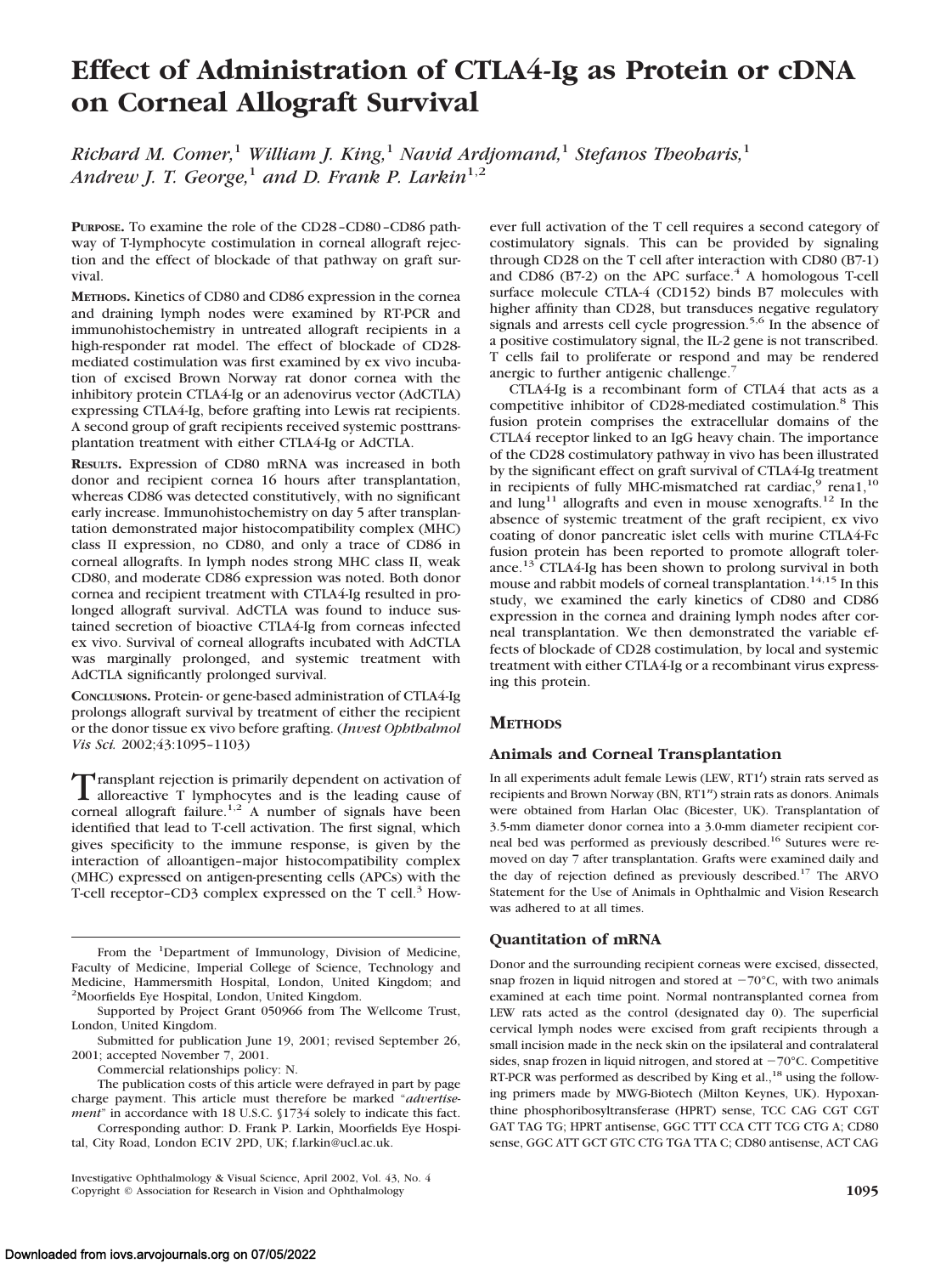# Effect of Administration of CTLA4-Ig as Protein or cDNA on Corneal Allograft Survival

*Richard M. Comer,[1] William J. King,[1] Navid Ardjomand,[1] Stefanos Theoharis,[1] Andrew J. T. George,[1] and D. Frank P. Larkin[1,2]*

**PURPOSE.** To examine the role of the CD28–CD80–CD86 pathway of T-lymphocyte costimulation in corneal allograft rejection and the effect of blockade of that pathway on graft survival.

**METHODS.** Kinetics of CD80 and CD86 expression in the cornea and draining lymph nodes were examined by RT-PCR and immunohistochemistry in untreated allograft recipients in a high-responder rat model. The effect of blockade of CD28-mediated costimulation was first examined by ex vivo incubation of excised Brown Norway rat donor cornea with the inhibitory protein CTLA4-Ig or an adenovirus vector (AdCTLA) expressing CTLA4-Ig, before grafting into Lewis rat recipients. A second group of graft recipients received systemic posttransplantation treatment with either CTLA4-Ig or AdCTLA.

**RESULTS.** Expression of CD80 mRNA was increased in both donor and recipient cornea 16 hours after transplantation, whereas CD86 was detected constitutively, with no significant early increase. Immunohistochemistry on day 5 after transplantation demonstrated major histocompatibility complex (MHC) class II expression, no CD80, and only a trace of CD86 in corneal allografts. In lymph nodes strong MHC class II, weak CD80, and moderate CD86 expression was noted. Both donor cornea and recipient treatment with CTLA4-Ig resulted in prolonged allograft survival. AdCTLA was found to induce sustained secretion of bioactive CTLA4-Ig from corneas infected ex vivo. Survival of corneal allografts incubated with AdCTLA was marginally prolonged, and systemic treatment with AdCTLA significantly prolonged survival.

**CONCLUSIONS.** Protein- or gene-based administration of CTLA4-Ig prolongs allograft survival by treatment of either the recipient or the donor tissue ex vivo before grafting. (*Invest Ophthalmol Vis Sci.* 2002;43:1095–1103)

Transplant rejection is primarily dependent on activation of alloreactive T lymphocytes and is the leading cause of corneal allograft failure.[1,2] A number of signals have been identified that lead to T-cell activation. The first signal, which gives specificity to the immune response, is given by the interaction of alloantigen–major histocompatibility complex (MHC) expressed on antigen-presenting cells (APCs) with the T-cell receptor–CD3 complex expressed on the T cell.[3] However full activation of the T cell requires a second category of costimulatory signals. This can be provided by signaling through CD28 on the T cell after interaction with CD80 (B7-1) and CD86 (B7-2) on the APC surface.[4] A homologous T-cell surface molecule CTLA-4 (CD152) binds B7 molecules with higher affinity than CD28, but transduces negative regulatory signals and arrests cell cycle progression.[5,6] In the absence of a positive costimulatory signal, the IL-2 gene is not transcribed. T cells fail to proliferate or respond and may be rendered anergic to further antigenic challenge.[7]

CTLA4-Ig is a recombinant form of CTLA4 that acts as a competitive inhibitor of CD28-mediated costimulation.[8] This fusion protein comprises the extracellular domains of the CTLA4 receptor linked to an IgG heavy chain. The importance of the CD28 costimulatory pathway in vivo has been illustrated by the significant effect on graft survival of CTLA4-Ig treatment in recipients of fully MHC-mismatched rat cardiac,[9] rena1,[10] and lung[11] allografts and even in mouse xenografts.[12] In the absence of systemic treatment of the graft recipient, ex vivo coating of donor pancreatic islet cells with murine CTLA4-Fc fusion protein has been reported to promote allograft tolerance.[13] CTLA4-Ig has been shown to prolong survival in both mouse and rabbit models of corneal transplantation.[14,15] In this study, we examined the early kinetics of CD80 and CD86 expression in the cornea and draining lymph nodes after corneal transplantation. We then demonstrated the variable effects of blockade of CD28 costimulation, by local and systemic treatment with either CTLA4-Ig or a recombinant virus expressing this protein.

## METHODS

### Animals and Corneal Transplantation

In all experiments adult female Lewis (LEW, RT1$^l$) strain rats served as recipients and Brown Norway (BN, RT1$^n$) strain rats as donors. Animals were obtained from Harlan Olac (Bicester, UK). Transplantation of 3.5-mm diameter donor cornea into a 3.0-mm diameter recipient corneal bed was performed as previously described.[16] Sutures were removed on day 7 after transplantation. Grafts were examined daily and the day of rejection defined as previously described.[17] The ARVO Statement for the Use of Animals in Ophthalmic and Vision Research was adhered to at all times.

### Quantitation of mRNA

Donor and the surrounding recipient corneas were excised, dissected, snap frozen in liquid nitrogen and stored at −70°C, with two animals examined at each time point. Normal nontransplanted cornea from LEW rats acted as the control (designated day 0). The superficial cervical lymph nodes were excised from graft recipients through a small incision made in the neck skin on the ipsilateral and contralateral sides, snap frozen in liquid nitrogen, and stored at −70°C. Competitive RT-PCR was performed as described by King et al.,[18] using the following primers made by MWG-Biotech (Milton Keynes, UK). Hypoxanthine phosphoribosyltransferase (HPRT) sense, TCC CAG CGT CGT GAT TAG TG; HPRT antisense, GGC TTT CCA CTT TCG CTG A; CD80 sense, GGC ATT GCT GTC CTG TGA TTA C; CD80 antisense, ACT CAG

From the [1]Department of Immunology, Division of Medicine, Faculty of Medicine, Imperial College of Science, Technology and Medicine, Hammersmith Hospital, London, United Kingdom; and [2]Moorfields Eye Hospital, London, United Kingdom.

Supported by Project Grant 050966 from The Wellcome Trust, London, United Kingdom.

Submitted for publication June 19, 2001; revised September 26, 2001; accepted November 7, 2001.

Commercial relationships policy: N.

The publication costs of this article were defrayed in part by page charge payment. This article must therefore be marked "*advertisement*" in accordance with 18 U.S.C. §1734 solely to indicate this fact.

Corresponding author: D. Frank P. Larkin, Moorfields Eye Hospital, City Road, London EC1V 2PD, UK; f.larkin@ucl.ac.uk.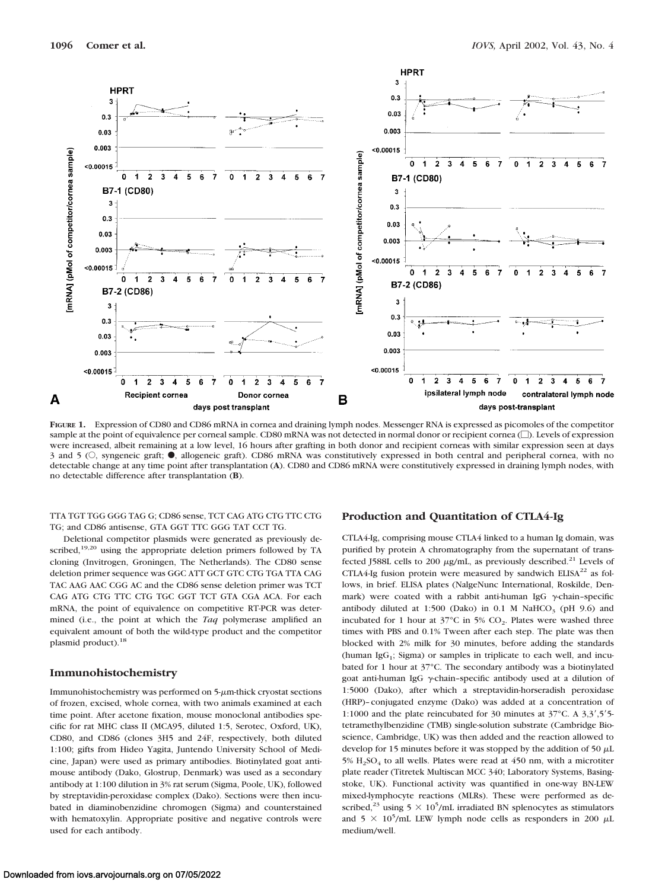**Figure 1.** Expression of CD80 and CD86 mRNA in cornea and draining lymph nodes. Messenger RNA is expressed as picomoles of the competitor sample at the point of equivalence per corneal sample. CD80 mRNA was not detected in normal donor or recipient cornea (□). Levels of expression were increased, albeit remaining at a low level, 16 hours after grafting in both donor and recipient corneas with similar expression seen at days 3 and 5 (○, syngeneic graft; ●, allogeneic graft). CD86 mRNA was constitutively expressed in both central and peripheral cornea, with no detectable change at any time point after transplantation (**A**). CD80 and CD86 mRNA were constitutively expressed in draining lymph nodes, with no detectable difference after transplantation (**B**).

TTA TGT TGG GGG TAG G; CD86 sense, TCT CAG ATG CTG TTC CTG TG; and CD86 antisense, GTA GGT TTC GGG TAT CCT TG.

Deletional competitor plasmids were generated as previously described,[19,20] using the appropriate deletion primers followed by TA cloning (Invitrogen, Groningen, The Netherlands). The CD80 sense deletion primer sequence was GGC ATT GCT GTC CTG TGA TTA CAG TAC AAG AAC CGG AC and the CD86 sense deletion primer was TCT CAG ATG CTG TTC CTG TGC GGT TCT GTA CGA ACA. For each mRNA, the point of equivalence on competitive RT-PCR was determined (i.e., the point at which the *Taq* polymerase amplified an equivalent amount of both the wild-type product and the competitor plasmid product).[18]

## Immunohistochemistry

Immunohistochemistry was performed on 5-μm-thick cryostat sections of frozen, excised, whole cornea, with two animals examined at each time point. After acetone fixation, mouse monoclonal antibodies specific for rat MHC class II (MCA95, diluted 1:5, Serotec, Oxford, UK), CD80, and CD86 (clones 3H5 and 24F, respectively, both diluted 1:100; gifts from Hideo Yagita, Juntendo University School of Medicine, Japan) were used as primary antibodies. Biotinylated goat anti-mouse antibody (Dako, Glostrup, Denmark) was used as a secondary antibody at 1:100 dilution in 3% rat serum (Sigma, Poole, UK), followed by streptavidin-peroxidase complex (Dako). Sections were then incubated in diaminobenzidine chromogen (Sigma) and counterstained with hematoxylin. Appropriate positive and negative controls were used for each antibody.

## Production and Quantitation of CTLA4-Ig

CTLA4-Ig, comprising mouse CTLA4 linked to a human Ig domain, was purified by protein A chromatography from the supernatant of transfected J588L cells to 200 μg/mL, as previously described.[21] Levels of CTLA4-Ig fusion protein were measured by sandwich ELISA[22] as follows, in brief. ELISA plates (NalgeNunc International, Roskilde, Denmark) were coated with a rabbit anti-human IgG γ-chain–specific antibody diluted at 1:500 (Dako) in 0.1 M $NaHCO_3$ (pH 9.6) and incubated for 1 hour at 37°C in 5% $CO_2$. Plates were washed three times with PBS and 0.1% Tween after each step. The plate was then blocked with 2% milk for 30 minutes, before adding the standards (human $IgG_1$; Sigma) or samples in triplicate to each well, and incubated for 1 hour at 37°C. The secondary antibody was a biotinylated goat anti-human IgG γ-chain–specific antibody used at a dilution of 1:5000 (Dako), after which a streptavidin-horseradish peroxidase (HRP)–conjugated enzyme (Dako) was added at a concentration of 1:1000 and the plate reincubated for 30 minutes at 37°C. A 3,3′,5′5-tetramethylbenzidine (TMB) single-solution substrate (Cambridge Bioscience, Cambridge, UK) was then added and the reaction allowed to develop for 15 minutes before it was stopped by the addition of 50 μL 5% $H_2SO_4$ to all wells. Plates were read at 450 nm, with a microtiter plate reader (Titretek Multiscan MCC 340; Laboratory Systems, Basingstoke, UK). Functional activity was quantified in one-way BN-LEW mixed-lymphocyte reactions (MLRs). These were performed as described,[23] using $5 \times 10^5$/mL irradiated BN splenocytes as stimulators and $5 \times 10^5$/mL LEW lymph node cells as responders in 200 μL medium/well.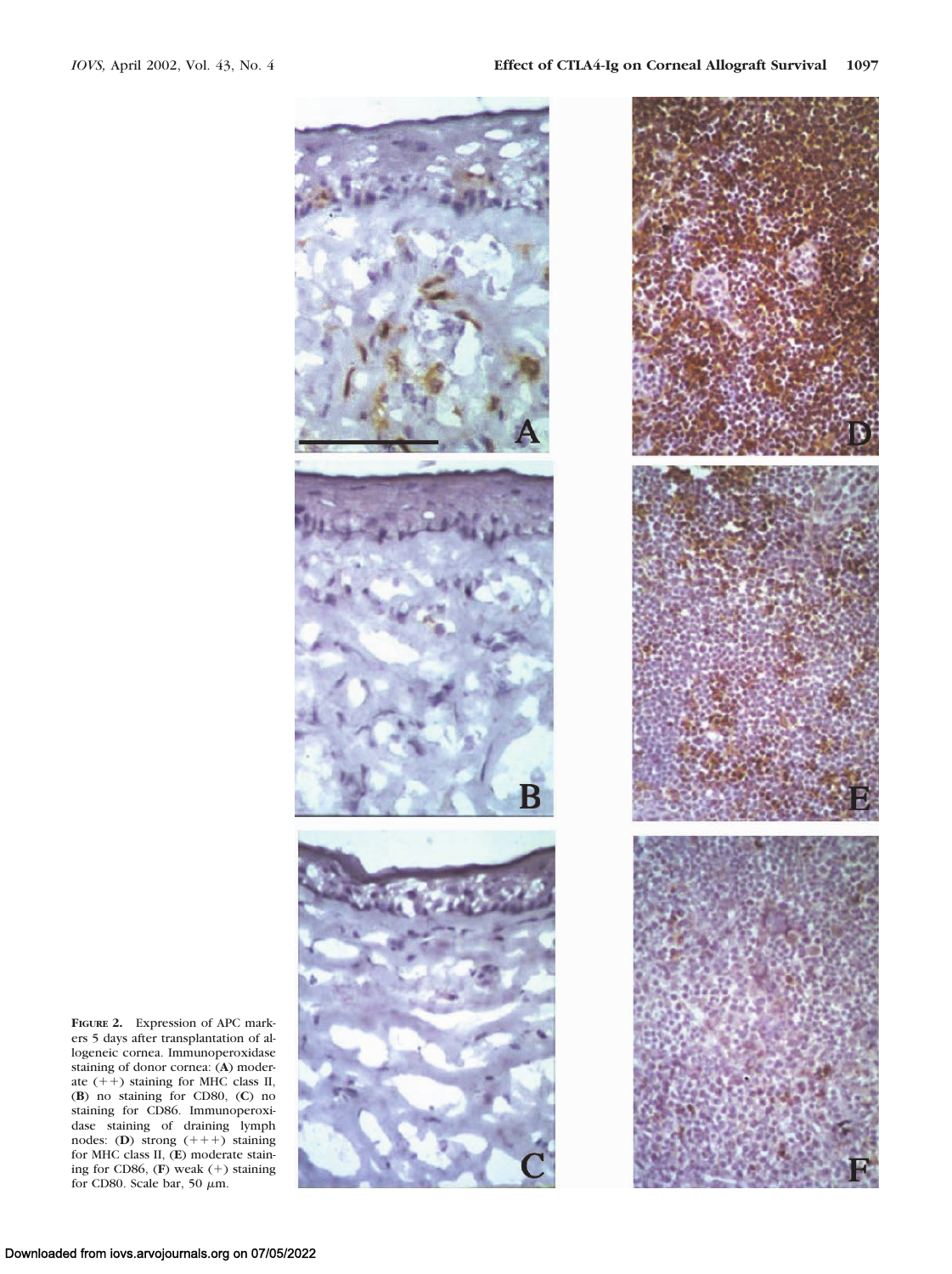**FIGURE 2.** Expression of APC markers 5 days after transplantation of allogeneic cornea. Immunoperoxidase staining of donor cornea: (**A**) moderate (++) staining for MHC class II, (**B**) no staining for CD80, (**C**) no staining for CD86. Immunoperoxidase staining of draining lymph nodes: (**D**) strong (+++) staining for MHC class II, (**E**) moderate staining for CD86, (**F**) weak (+) staining for CD80. Scale bar, 50 $\mu$m.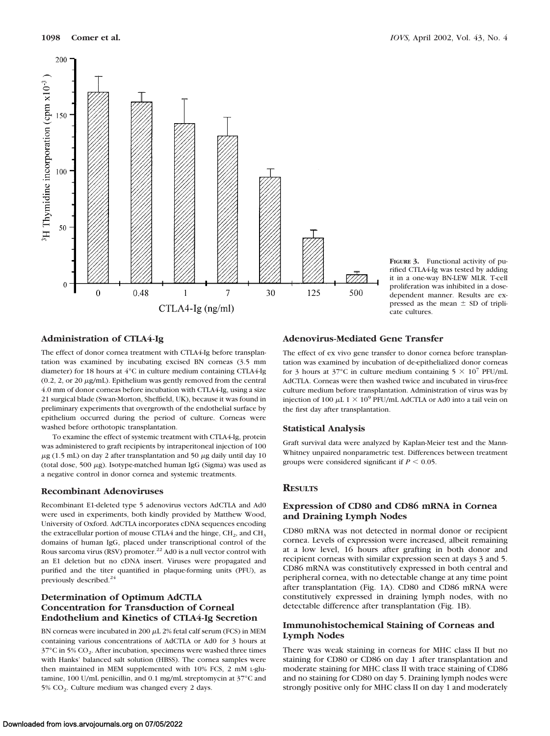**FIGURE 3.** Functional activity of purified CTLA4-Ig was tested by adding it in a one-way BN-LEW MLR. T-cell proliferation was inhibited in a dose-dependent manner. Results are expressed as the mean ± SD of triplicate cultures.

### Administration of CTLA4-Ig

The effect of donor cornea treatment with CTLA4-Ig before transplantation was examined by incubating excised BN corneas (3.5 mm diameter) for 18 hours at 4°C in culture medium containing CTLA4-Ig (0.2, 2, or 20 μg/mL). Epithelium was gently removed from the central 4.0 mm of donor corneas before incubation with CTLA4-Ig, using a size 21 surgical blade (Swan-Morton, Sheffield, UK), because it was found in preliminary experiments that overgrowth of the endothelial surface by epithelium occurred during the period of culture. Corneas were washed before orthotopic transplantation.

To examine the effect of systemic treatment with CTLA4-Ig, protein was administered to graft recipients by intraperitoneal injection of 100 μg (1.5 mL) on day 2 after transplantation and 50 μg daily until day 10 (total dose, 500 μg). Isotype-matched human IgG (Sigma) was used as a negative control in donor cornea and systemic treatments.

### Recombinant Adenoviruses

Recombinant E1-deleted type 5 adenovirus vectors AdCTLA and Ad0 were used in experiments, both kindly provided by Matthew Wood, University of Oxford. AdCTLA incorporates cDNA sequences encoding the extracellular portion of mouse CTLA4 and the hinge, $CH_2$, and $CH_3$ domains of human IgG, placed under transcriptional control of the Rous sarcoma virus (RSV) promoter.[22] Ad0 is a null vector control with an E1 deletion but no cDNA insert. Viruses were propagated and purified and the titer quantified in plaque-forming units (PFU), as previously described.[24]

### Determination of Optimum AdCTLA Concentration for Transduction of Corneal Endothelium and Kinetics of CTLA4-Ig Secretion

BN corneas were incubated in 200 μL 2% fetal calf serum (FCS) in MEM containing various concentrations of AdCTLA or Ad0 for 3 hours at 37°C in 5% $CO_2$. After incubation, specimens were washed three times with Hanks' balanced salt solution (HBSS). The cornea samples were then maintained in MEM supplemented with 10% FCS, 2 mM L-glutamine, 100 U/mL penicillin, and 0.1 mg/mL streptomycin at 37°C and 5% $CO_2$. Culture medium was changed every 2 days.

### Adenovirus-Mediated Gene Transfer

The effect of ex vivo gene transfer to donor cornea before transplantation was examined by incubation of de-epithelialized donor corneas for 3 hours at 37°C in culture medium containing $5 \times 10^7$ PFU/mL AdCTLA. Corneas were then washed twice and incubated in virus-free culture medium before transplantation. Administration of virus was by injection of 100 μL $1 \times 10^9$ PFU/mL AdCTLA or Ad0 into a tail vein on the first day after transplantation.

### Statistical Analysis

Graft survival data were analyzed by Kaplan-Meier test and the Mann-Whitney unpaired nonparametric test. Differences between treatment groups were considered significant if $P < 0.05$.

## RESULTS

### Expression of CD80 and CD86 mRNA in Cornea and Draining Lymph Nodes

CD80 mRNA was not detected in normal donor or recipient cornea. Levels of expression were increased, albeit remaining at a low level, 16 hours after grafting in both donor and recipient corneas with similar expression seen at days 3 and 5. CD86 mRNA was constitutively expressed in both central and peripheral cornea, with no detectable change at any time point after transplantation (Fig. 1A). CD80 and CD86 mRNA were constitutively expressed in draining lymph nodes, with no detectable difference after transplantation (Fig. 1B).

### Immunohistochemical Staining of Corneas and Lymph Nodes

There was weak staining in corneas for MHC class II but no staining for CD80 or CD86 on day 1 after transplantation and moderate staining for MHC class II with trace staining of CD86 and no staining for CD80 on day 5. Draining lymph nodes were strongly positive only for MHC class II on day 1 and moderately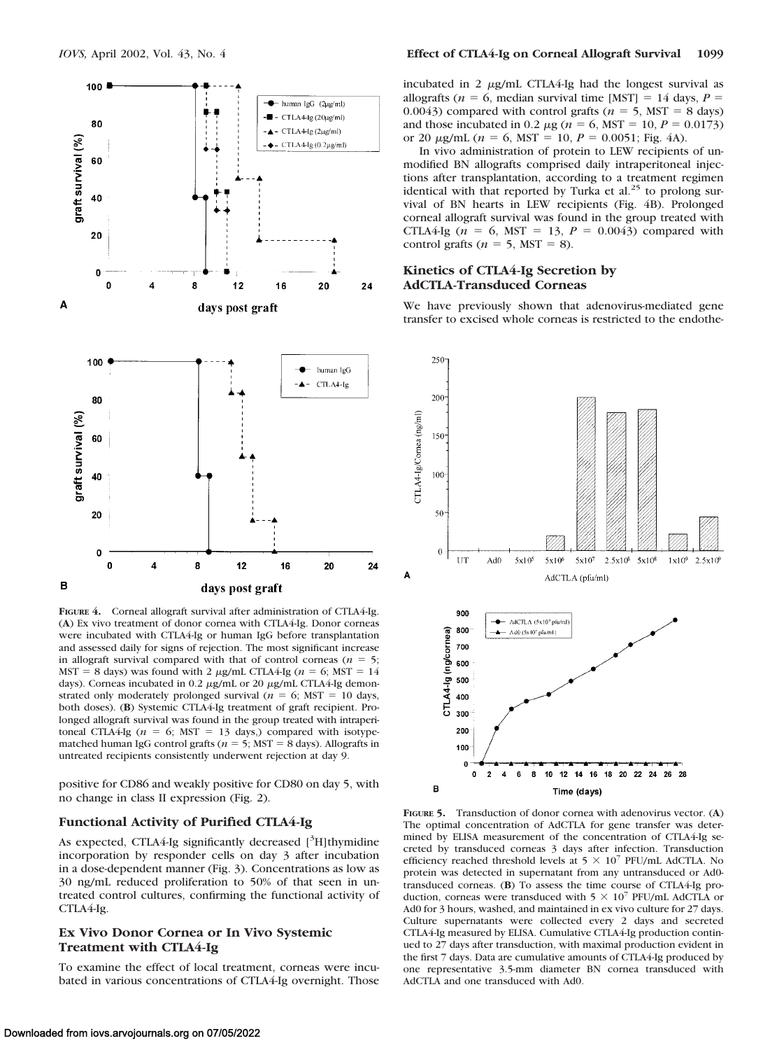FIGURE 4. Corneal allograft survival after administration of CTLA4-Ig. (A) Ex vivo treatment of donor cornea with CTLA4-Ig. Donor corneas were incubated with CTLA4-Ig or human IgG before transplantation and assessed daily for signs of rejection. The most significant increase in allograft survival compared with that of control corneas ($n = 5$; MST = 8 days) was found with 2 μg/mL CTLA4-Ig ($n = 6$; MST = 14 days). Corneas incubated in 0.2 μg/mL or 20 μg/mL CTLA4-Ig demonstrated only moderately prolonged survival ($n = 6$; MST = 10 days, both doses). (B) Systemic CTLA4-Ig treatment of graft recipient. Prolonged allograft survival was found in the group treated with intraperitoneal CTLA4-Ig ($n = 6$; MST = 13 days,) compared with isotype-matched human IgG control grafts ($n = 5$; MST = 8 days). Allografts in untreated recipients consistently underwent rejection at day 9.

positive for CD86 and weakly positive for CD80 on day 5, with no change in class II expression (Fig. 2).

### Functional Activity of Purified CTLA4-Ig

As expected, CTLA4-Ig significantly decreased [$^3$H]thymidine incorporation by responder cells on day 3 after incubation in a dose-dependent manner (Fig. 3). Concentrations as low as 30 ng/mL reduced proliferation to 50% of that seen in untreated control cultures, confirming the functional activity of CTLA4-Ig.

### Ex Vivo Donor Cornea or In Vivo Systemic Treatment with CTLA4-Ig

To examine the effect of local treatment, corneas were incubated in various concentrations of CTLA4-Ig overnight. Those incubated in 2 μg/mL CTLA4-Ig had the longest survival as allografts ($n = 6$, median survival time [MST] = 14 days, $P = 0.0043$) compared with control grafts ($n = 5$, MST = 8 days) and those incubated in 0.2 μg ($n = 6$, MST = 10, $P = 0.0173$) or 20 μg/mL ($n = 6$, MST = 10, $P = 0.0051$; Fig. 4A).

In vivo administration of protein to LEW recipients of unmodified BN allografts comprised daily intraperitoneal injections after transplantation, according to a treatment regimen identical with that reported by Turka et al.[25] to prolong survival of BN hearts in LEW recipients (Fig. 4B). Prolonged corneal allograft survival was found in the group treated with CTLA4-Ig ($n = 6$, MST = 13, $P = 0.0043$) compared with control grafts ($n = 5$, MST = 8).

### Kinetics of CTLA4-Ig Secretion by AdCTLA-Transduced Corneas

We have previously shown that adenovirus-mediated gene transfer to excised whole corneas is restricted to the endothe-

FIGURE 5. Transduction of donor cornea with adenovirus vector. (A) The optimal concentration of AdCTLA for gene transfer was determined by ELISA measurement of the concentration of CTLA4-Ig secreted by transduced corneas 3 days after infection. Transduction efficiency reached threshold levels at $5 \times 10^7$ PFU/mL AdCTLA. No protein was detected in supernatant from any untransduced or Ad0-transduced corneas. (B) To assess the time course of CTLA4-Ig production, corneas were transduced with $5 \times 10^7$ PFU/mL AdCTLA or Ad0 for 3 hours, washed, and maintained in ex vivo culture for 27 days. Culture supernatants were collected every 2 days and secreted CTLA4-Ig measured by ELISA. Cumulative CTLA4-Ig production continued to 27 days after transduction, with maximal production evident in the first 7 days. Data are cumulative amounts of CTLA4-Ig produced by one representative 3.5-mm diameter BN cornea transduced with AdCTLA and one transduced with Ad0.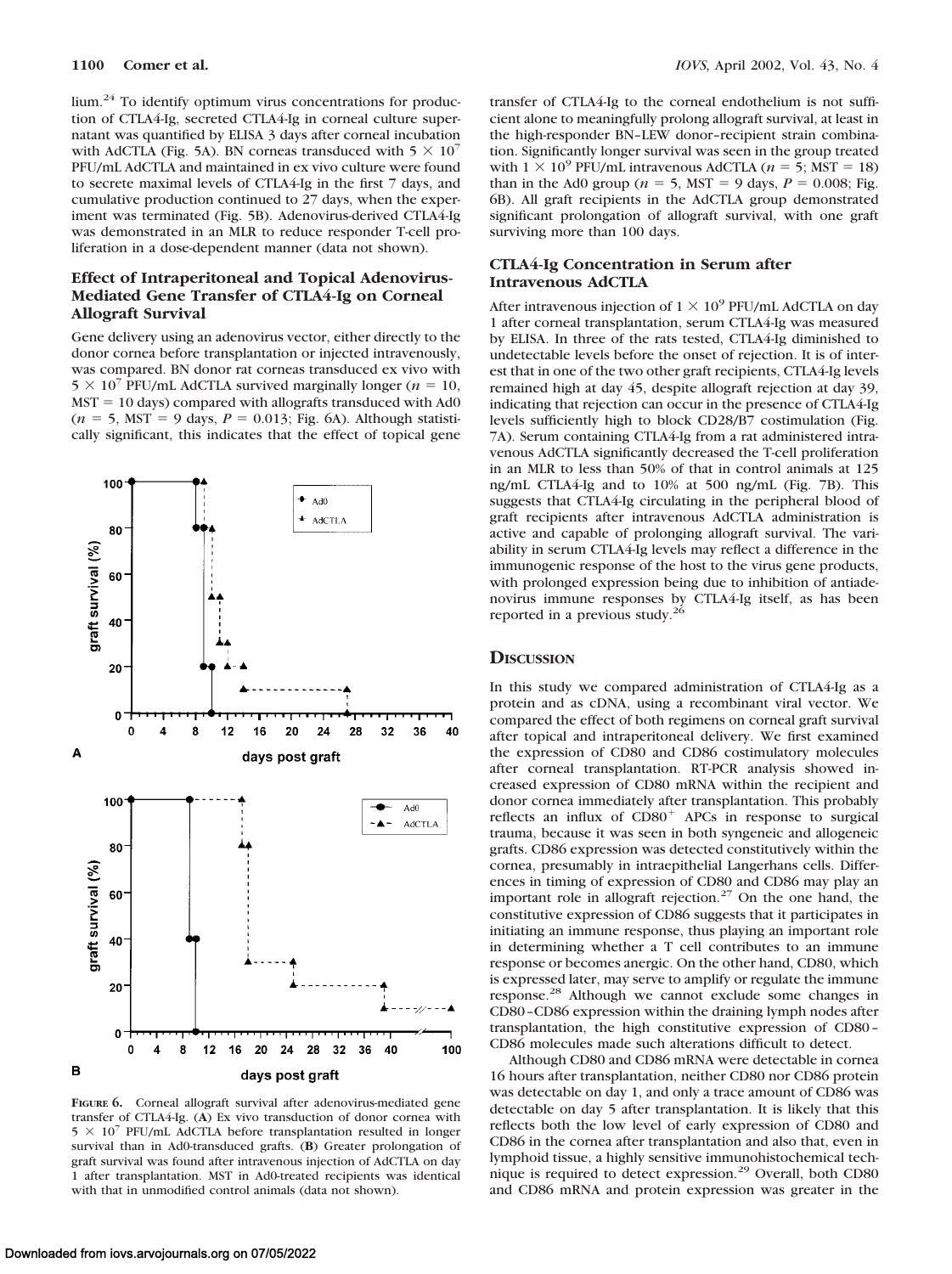lium.[24] To identify optimum virus concentrations for production of CTLA4-Ig, secreted CTLA4-Ig in corneal culture supernatant was quantified by ELISA 3 days after corneal incubation with AdCTLA (Fig. 5A). BN corneas transduced with $5 \times 10^7$ PFU/mL AdCTLA and maintained in ex vivo culture were found to secrete maximal levels of CTLA4-Ig in the first 7 days, and cumulative production continued to 27 days, when the experiment was terminated (Fig. 5B). Adenovirus-derived CTLA4-Ig was demonstrated in an MLR to reduce responder T-cell proliferation in a dose-dependent manner (data not shown).

### Effect of Intraperitoneal and Topical Adenovirus-Mediated Gene Transfer of CTLA4-Ig on Corneal Allograft Survival

Gene delivery using an adenovirus vector, either directly to the donor cornea before transplantation or injected intravenously, was compared. BN donor rat corneas transduced ex vivo with $5 \times 10^7$ PFU/mL AdCTLA survived marginally longer ($n = 10$, MST = 10 days) compared with allografts transduced with Ad0 ($n = 5$, MST = 9 days, $P = 0.013$; Fig. 6A). Although statistically significant, this indicates that the effect of topical gene transfer of CTLA4-Ig to the corneal endothelium is not sufficient alone to meaningfully prolong allograft survival, at least in the high-responder BN–LEW donor–recipient strain combination. Significantly longer survival was seen in the group treated with $1 \times 10^9$ PFU/mL intravenous AdCTLA ($n = 5$; MST = 18) than in the Ad0 group ($n = 5$, MST = 9 days, $P = 0.008$; Fig. 6B). All graft recipients in the AdCTLA group demonstrated significant prolongation of allograft survival, with one graft surviving more than 100 days.

**FIGURE 6.** Corneal allograft survival after adenovirus-mediated gene transfer of CTLA4-Ig. (**A**) Ex vivo transduction of donor cornea with $5 \times 10^7$ PFU/mL AdCTLA before transplantation resulted in longer survival than in Ad0-transduced grafts. (**B**) Greater prolongation of graft survival was found after intravenous injection of AdCTLA on day 1 after transplantation. MST in Ad0-treated recipients was identical with that in unmodified control animals (data not shown).

### CTLA4-Ig Concentration in Serum after Intravenous AdCTLA

After intravenous injection of $1 \times 10^9$ PFU/mL AdCTLA on day 1 after corneal transplantation, serum CTLA4-Ig was measured by ELISA. In three of the rats tested, CTLA4-Ig diminished to undetectable levels before the onset of rejection. It is of interest that in one of the two other graft recipients, CTLA4-Ig levels remained high at day 45, despite allograft rejection at day 39, indicating that rejection can occur in the presence of CTLA4-Ig levels sufficiently high to block CD28/B7 costimulation (Fig. 7A). Serum containing CTLA4-Ig from a rat administered intravenous AdCTLA significantly decreased the T-cell proliferation in an MLR to less than 50% of that in control animals at 125 ng/mL CTLA4-Ig and to 10% at 500 ng/mL (Fig. 7B). This suggests that CTLA4-Ig circulating in the peripheral blood of graft recipients after intravenous AdCTLA administration is active and capable of prolonging allograft survival. The variability in serum CTLA4-Ig levels may reflect a difference in the immunogenic response of the host to the virus gene products, with prolonged expression being due to inhibition of antiadenovirus immune responses by CTLA4-Ig itself, as has been reported in a previous study.[26]

## Discussion

In this study we compared administration of CTLA4-Ig as a protein and as cDNA, using a recombinant viral vector. We compared the effect of both regimens on corneal graft survival after topical and intraperitoneal delivery. We first examined the expression of CD80 and CD86 costimulatory molecules after corneal transplantation. RT-PCR analysis showed increased expression of CD80 mRNA within the recipient and donor cornea immediately after transplantation. This probably reflects an influx of $CD80^+$ APCs in response to surgical trauma, because it was seen in both syngeneic and allogeneic grafts. CD86 expression was detected constitutively within the cornea, presumably in intraepithelial Langerhans cells. Differences in timing of expression of CD80 and CD86 may play an important role in allograft rejection.[27] On the one hand, the constitutive expression of CD86 suggests that it participates in initiating an immune response, thus playing an important role in determining whether a T cell contributes to an immune response or becomes anergic. On the other hand, CD80, which is expressed later, may serve to amplify or regulate the immune response.[28] Although we cannot exclude some changes in CD80–CD86 expression within the draining lymph nodes after transplantation, the high constitutive expression of CD80–CD86 molecules made such alterations difficult to detect.

Although CD80 and CD86 mRNA were detectable in cornea 16 hours after transplantation, neither CD80 nor CD86 protein was detectable on day 1, and only a trace amount of CD86 was detectable on day 5 after transplantation. It is likely that this reflects both the low level of early expression of CD80 and CD86 in the cornea after transplantation and also that, even in lymphoid tissue, a highly sensitive immunohistochemical technique is required to detect expression.[29] Overall, both CD80 and CD86 mRNA and protein expression was greater in the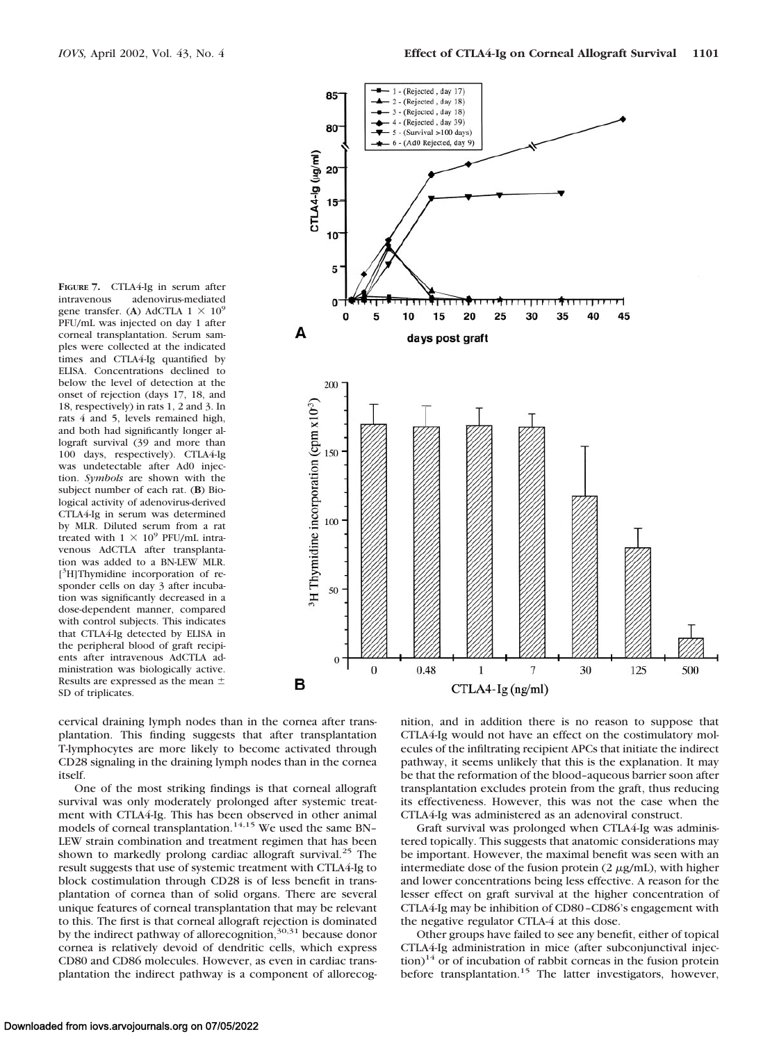**FIGURE 7.** CTLA4-Ig in serum after intravenous adenovirus-mediated gene transfer. (**A**) AdCTLA $1 \times 10^9$ PFU/mL was injected on day 1 after corneal transplantation. Serum samples were collected at the indicated times and CTLA4-Ig quantified by ELISA. Concentrations declined to below the level of detection at the onset of rejection (days 17, 18, and 18, respectively) in rats 1, 2 and 3. In rats 4 and 5, levels remained high, and both had significantly longer allograft survival (39 and more than 100 days, respectively). CTLA4-Ig was undetectable after Ad0 injection. *Symbols* are shown with the subject number of each rat. (**B**) Biological activity of adenovirus-derived CTLA4-Ig in serum was determined by MLR. Diluted serum from a rat treated with $1 \times 10^9$ PFU/mL intravenous AdCTLA after transplantation was added to a BN-LEW MLR. [$^3$H]Thymidine incorporation of responder cells on day 3 after incubation was significantly decreased in a dose-dependent manner, compared with control subjects. This indicates that CTLA4-Ig detected by ELISA in the peripheral blood of graft recipients after intravenous AdCTLA administration was biologically active. Results are expressed as the mean ± SD of triplicates.

cervical draining lymph nodes than in the cornea after transplantation. This finding suggests that after transplantation T-lymphocytes are more likely to become activated through CD28 signaling in the draining lymph nodes than in the cornea itself.

One of the most striking findings is that corneal allograft survival was only moderately prolonged after systemic treatment with CTLA4-Ig. This has been observed in other animal models of corneal transplantation.[14,15] We used the same BN–LEW strain combination and treatment regimen that has been shown to markedly prolong cardiac allograft survival.[25] The result suggests that use of systemic treatment with CTLA4-Ig to block costimulation through CD28 is of less benefit in transplantation of cornea than of solid organs. There are several unique features of corneal transplantation that may be relevant to this. The first is that corneal allograft rejection is dominated by the indirect pathway of allorecognition,[30,31] because donor cornea is relatively devoid of dendritic cells, which express CD80 and CD86 molecules. However, as even in cardiac transplantation the indirect pathway is a component of allorecognition, and in addition there is no reason to suppose that CTLA4-Ig would not have an effect on the costimulatory molecules of the infiltrating recipient APCs that initiate the indirect pathway, it seems unlikely that this is the explanation. It may be that the reformation of the blood–aqueous barrier soon after transplantation excludes protein from the graft, thus reducing its effectiveness. However, this was not the case when the CTLA4-Ig was administered as an adenoviral construct.

Graft survival was prolonged when CTLA4-Ig was administered topically. This suggests that anatomic considerations may be important. However, the maximal benefit was seen with an intermediate dose of the fusion protein (2 μg/mL), with higher and lower concentrations being less effective. A reason for the lesser effect on graft survival at the higher concentration of CTLA4-Ig may be inhibition of CD80–CD86's engagement with the negative regulator CTLA-4 at this dose.

Other groups have failed to see any benefit, either of topical CTLA4-Ig administration in mice (after subconjunctival injection)[14] or of incubation of rabbit corneas in the fusion protein before transplantation.[15] The latter investigators, however,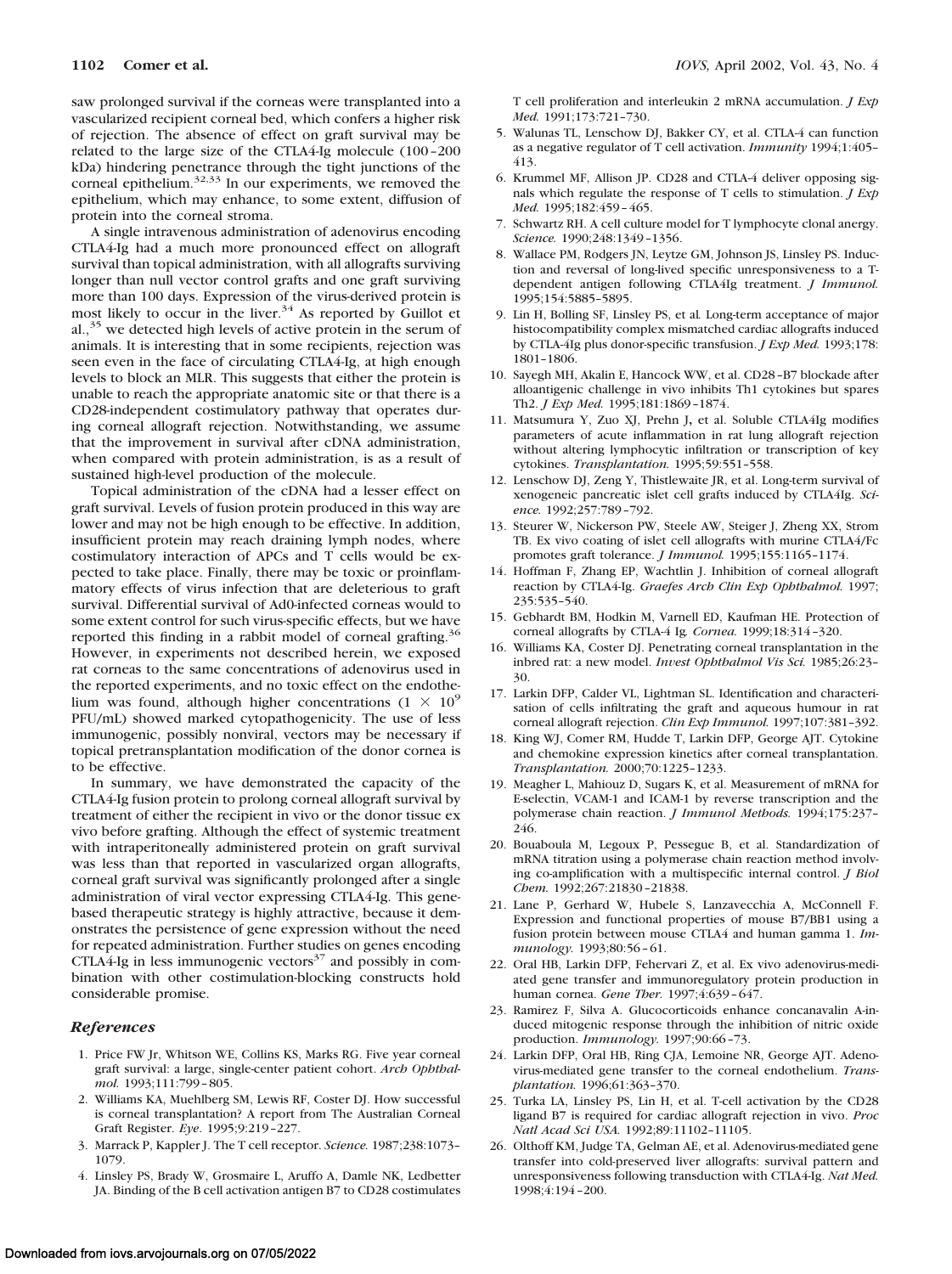saw prolonged survival if the corneas were transplanted into a vascularized recipient corneal bed, which confers a higher risk of rejection. The absence of effect on graft survival may be related to the large size of the CTLA4-Ig molecule (100–200 kDa) hindering penetrance through the tight junctions of the corneal epithelium.[32,33] In our experiments, we removed the epithelium, which may enhance, to some extent, diffusion of protein into the corneal stroma.

A single intravenous administration of adenovirus encoding CTLA4-Ig had a much more pronounced effect on allograft survival than topical administration, with all allografts surviving longer than null vector control grafts and one graft surviving more than 100 days. Expression of the virus-derived protein is most likely to occur in the liver.[34] As reported by Guillot et al.,[35] we detected high levels of active protein in the serum of animals. It is interesting that in some recipients, rejection was seen even in the face of circulating CTLA4-Ig, at high enough levels to block an MLR. This suggests that either the protein is unable to reach the appropriate anatomic site or that there is a CD28-independent costimulatory pathway that operates during corneal allograft rejection. Notwithstanding, we assume that the improvement in survival after cDNA administration, when compared with protein administration, is as a result of sustained high-level production of the molecule.

Topical administration of the cDNA had a lesser effect on graft survival. Levels of fusion protein produced in this way are lower and may not be high enough to be effective. In addition, insufficient protein may reach draining lymph nodes, where costimulatory interaction of APCs and T cells would be expected to take place. Finally, there may be toxic or proinflammatory effects of virus infection that are deleterious to graft survival. Differential survival of Ad0-infected corneas would to some extent control for such virus-specific effects, but we have reported this finding in a rabbit model of corneal grafting.[36] However, in experiments not described herein, we exposed rat corneas to the same concentrations of adenovirus used in the reported experiments, and no toxic effect on the endothelium was found, although higher concentrations ($1 \times 10^9$ PFU/mL) showed marked cytopathogenicity. The use of less immunogenic, possibly nonviral, vectors may be necessary if topical pretransplantation modification of the donor cornea is to be effective.

In summary, we have demonstrated the capacity of the CTLA4-Ig fusion protein to prolong corneal allograft survival by treatment of either the recipient in vivo or the donor tissue ex vivo before grafting. Although the effect of systemic treatment with intraperitoneally administered protein on graft survival was less than that reported in vascularized organ allografts, corneal graft survival was significantly prolonged after a single administration of viral vector expressing CTLA4-Ig. This gene-based therapeutic strategy is highly attractive, because it demonstrates the persistence of gene expression without the need for repeated administration. Further studies on genes encoding CTLA4-Ig in less immunogenic vectors[37] and possibly in combination with other costimulation-blocking constructs hold considerable promise.

## References

1. Price FW Jr, Whitson WE, Collins KS, Marks RG. Five year corneal graft survival: a large, single-center patient cohort. *Arch Ophthalmol.* 1993;111:799–805.
2. Williams KA, Muehlberg SM, Lewis RF, Coster DJ. How successful is corneal transplantation? A report from The Australian Corneal Graft Register. *Eye*. 1995;9:219–227.
3. Marrack P, Kappler J. The T cell receptor. *Science.* 1987;238:1073–1079.
4. Linsley PS, Brady W, Grosmaire L, Aruffo A, Damle NK, Ledbetter JA. Binding of the B cell activation antigen B7 to CD28 costimulates T cell proliferation and interleukin 2 mRNA accumulation. *J Exp Med.* 1991;173:721–730.
5. Walunas TL, Lenschow DJ, Bakker CY, et al. CTLA-4 can function as a negative regulator of T cell activation. *Immunity* 1994;1:405–413.
6. Krummel MF, Allison JP. CD28 and CTLA-4 deliver opposing signals which regulate the response of T cells to stimulation. *J Exp Med.* 1995;182:459–465.
7. Schwartz RH. A cell culture model for T lymphocyte clonal anergy. *Science.* 1990;248:1349–1356.
8. Wallace PM, Rodgers JN, Leytze GM, Johnson JS, Linsley PS. Induction and reversal of long-lived specific unresponsiveness to a T-dependent antigen following CTLA4Ig treatment. *J Immunol.* 1995;154:5885–5895.
9. Lin H, Bolling SF, Linsley PS, et al. Long-term acceptance of major histocompatibility complex mismatched cardiac allografts induced by CTLA-4Ig plus donor-specific transfusion. *J Exp Med.* 1993;178:1801–1806.
10. Sayegh MH, Akalin E, Hancock WW, et al. CD28–B7 blockade after alloantigenic challenge in vivo inhibits Th1 cytokines but spares Th2. *J Exp Med.* 1995;181:1869–1874.
11. Matsumura Y, Zuo XJ, Prehn J, et al. Soluble CTLA4Ig modifies parameters of acute inflammation in rat lung allograft rejection without altering lymphocytic infiltration or transcription of key cytokines. *Transplantation.* 1995;59:551–558.
12. Lenschow DJ, Zeng Y, Thistlewaite JR, et al. Long-term survival of xenogeneic pancreatic islet cell grafts induced by CTLA4Ig. *Science.* 1992;257:789–792.
13. Steurer W, Nickerson PW, Steele AW, Steiger J, Zheng XX, Strom TB. Ex vivo coating of islet cell allografts with murine CTLA4/Fc promotes graft tolerance. *J Immunol.* 1995;155:1165–1174.
14. Hoffman F, Zhang EP, Wachtlin J. Inhibition of corneal allograft reaction by CTLA4-Ig. *Graefes Arch Clin Exp Ophthalmol.* 1997;235:535–540.
15. Gebhardt BM, Hodkin M, Varnell ED, Kaufman HE. Protection of corneal allografts by CTLA-4 Ig. *Cornea.* 1999;18:314–320.
16. Williams KA, Coster DJ. Penetrating corneal transplantation in the inbred rat: a new model. *Invest Ophthalmol Vis Sci.* 1985;26:23–30.
17. Larkin DFP, Calder VL, Lightman SL. Identification and characterisation of cells infiltrating the graft and aqueous humour in rat corneal allograft rejection. *Clin Exp Immunol.* 1997;107:381–392.
18. King WJ, Comer RM, Hudde T, Larkin DFP, George AJT. Cytokine and chemokine expression kinetics after corneal transplantation. *Transplantation.* 2000;70:1225–1233.
19. Meagher L, Mahiouz D, Sugars K, et al. Measurement of mRNA for E-selectin, VCAM-1 and ICAM-1 by reverse transcription and the polymerase chain reaction. *J Immunol Methods.* 1994;175:237–246.
20. Bouaboula M, Legoux P, Pessegue B, et al. Standardization of mRNA titration using a polymerase chain reaction method involving co-amplification with a multispecific internal control. *J Biol Chem.* 1992;267:21830–21838.
21. Lane P, Gerhard W, Hubele S, Lanzavecchia A, McConnell F. Expression and functional properties of mouse B7/BB1 using a fusion protein between mouse CTLA4 and human gamma 1. *Immunology.* 1993;80:56–61.
22. Oral HB, Larkin DFP, Fehervari Z, et al. Ex vivo adenovirus-mediated gene transfer and immunoregulatory protein production in human cornea. *Gene Ther.* 1997;4:639–647.
23. Ramirez F, Silva A. Glucocorticoids enhance concanavalin A-induced mitogenic response through the inhibition of nitric oxide production. *Immunology.* 1997;90:66–73.
24. Larkin DFP, Oral HB, Ring CJA, Lemoine NR, George AJT. Adenovirus-mediated gene transfer to the corneal endothelium. *Transplantation.* 1996;61:363–370.
25. Turka LA, Linsley PS, Lin H, et al. T-cell activation by the CD28 ligand B7 is required for cardiac allograft rejection in vivo. *Proc Natl Acad Sci USA.* 1992;89:11102–11105.
26. Olthoff KM, Judge TA, Gelman AE, et al. Adenovirus-mediated gene transfer into cold-preserved liver allografts: survival pattern and unresponsiveness following transduction with CTLA4-Ig. *Nat Med.* 1998;4:194–200.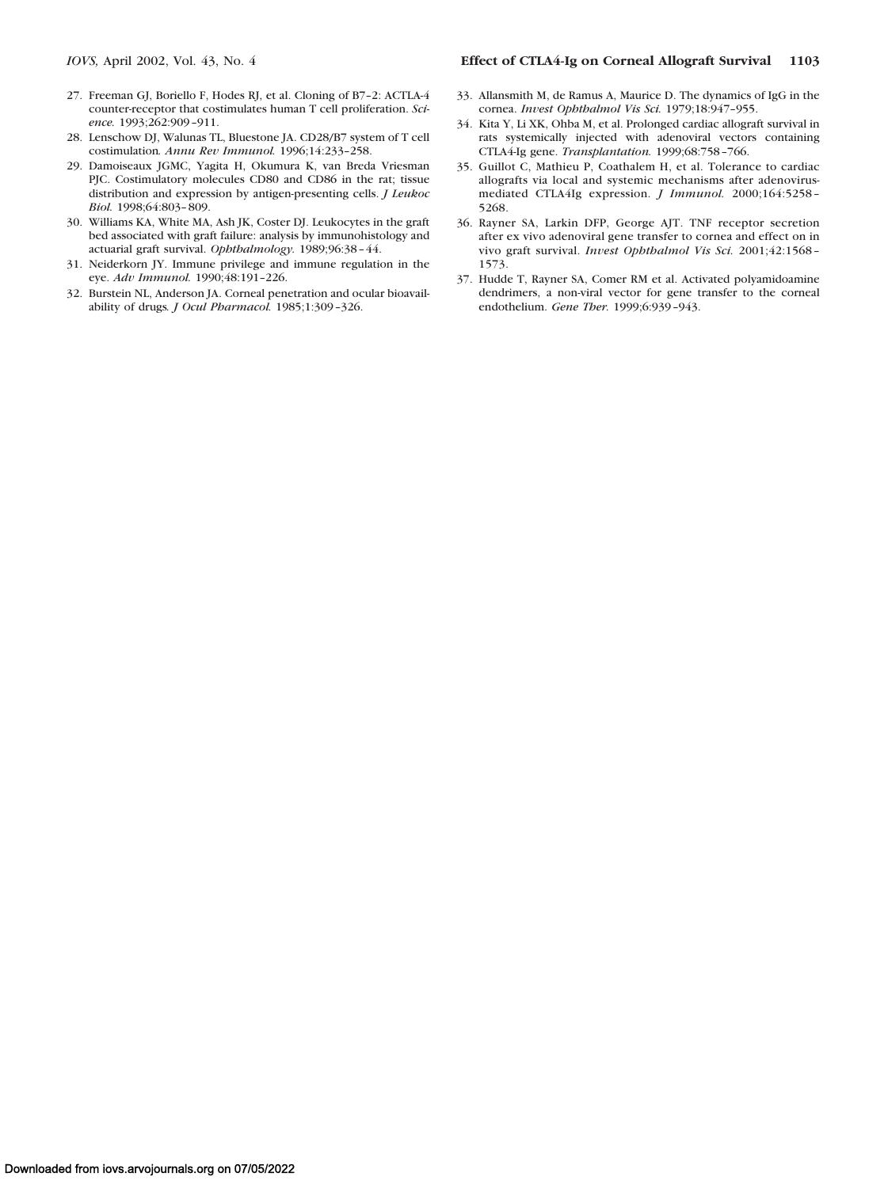27. Freeman GJ, Boriello F, Hodes RJ, et al. Cloning of B7–2: ACTLA-4 counter-receptor that costimulates human T cell proliferation. *Science.* 1993;262:909–911.
28. Lenschow DJ, Walunas TL, Bluestone JA. CD28/B7 system of T cell costimulation. *Annu Rev Immunol.* 1996;14:233–258.
29. Damoiseaux JGMC, Yagita H, Okumura K, van Breda Vriesman PJC. Costimulatory molecules CD80 and CD86 in the rat; tissue distribution and expression by antigen-presenting cells. *J Leukoc Biol.* 1998;64:803–809.
30. Williams KA, White MA, Ash JK, Coster DJ. Leukocytes in the graft bed associated with graft failure: analysis by immunohistology and actuarial graft survival. *Ophthalmology.* 1989;96:38–44.
31. Neiderkorn JY. Immune privilege and immune regulation in the eye. *Adv Immunol.* 1990;48:191–226.
32. Burstein NL, Anderson JA. Corneal penetration and ocular bioavailability of drugs. *J Ocul Pharmacol.* 1985;1:309–326.
33. Allansmith M, de Ramus A, Maurice D. The dynamics of IgG in the cornea. *Invest Ophthalmol Vis Sci.* 1979;18:947–955.
34. Kita Y, Li XK, Ohba M, et al. Prolonged cardiac allograft survival in rats systemically injected with adenoviral vectors containing CTLA4-Ig gene. *Transplantation.* 1999;68:758–766.
35. Guillot C, Mathieu P, Coathalem H, et al. Tolerance to cardiac allografts via local and systemic mechanisms after adenovirus-mediated CTLA4Ig expression. *J Immunol.* 2000;164:5258–5268.
36. Rayner SA, Larkin DFP, George AJT. TNF receptor secretion after ex vivo adenoviral gene transfer to cornea and effect on in vivo graft survival. *Invest Ophthalmol Vis Sci.* 2001;42:1568–1573.
37. Hudde T, Rayner SA, Comer RM et al. Activated polyamidoamine dendrimers, a non-viral vector for gene transfer to the corneal endothelium. *Gene Ther.* 1999;6:939–943.